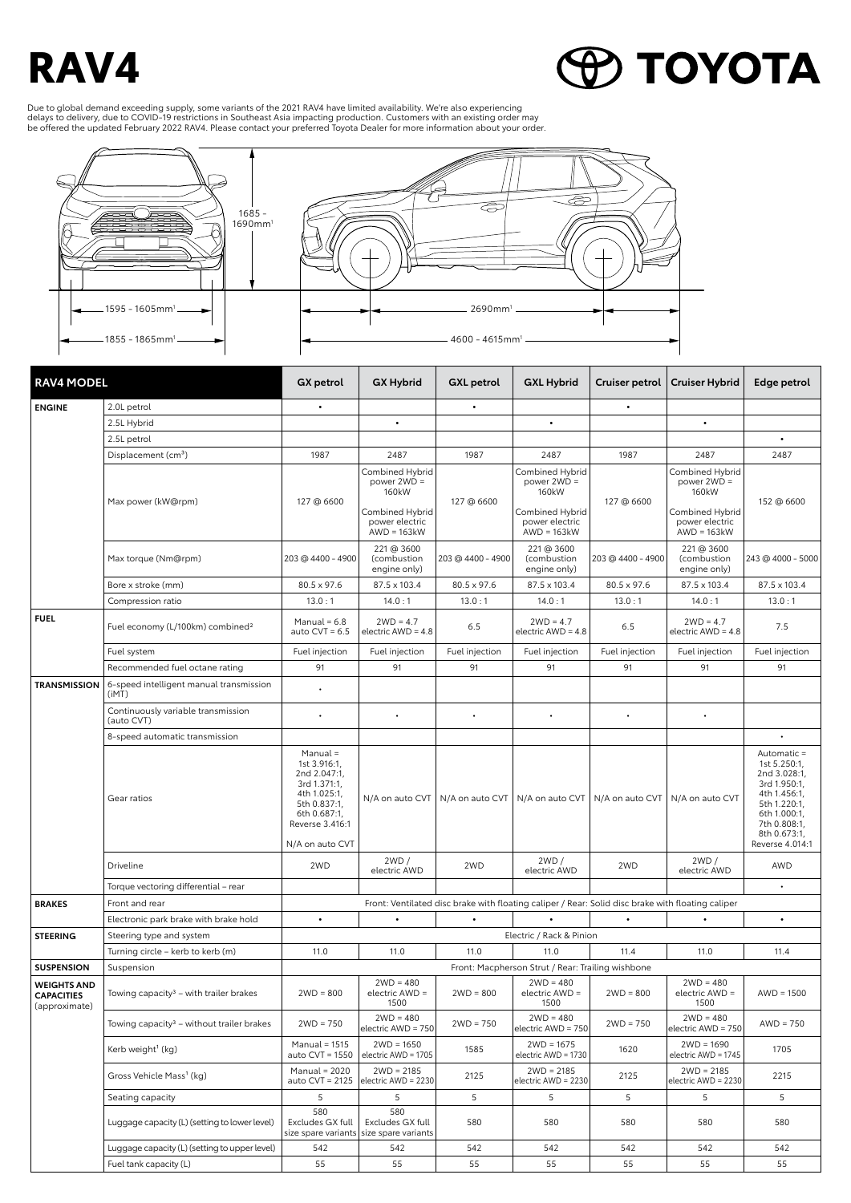# RAV4

TOYOTA

Due to global demand exceeding supply, some variants of the 2021 RAV4 have limited availability. We're also experiencing delays to delivery, due to COVID-19 restrictions in Southeast Asia impacting production. Customers with an existing order may be offered the updated February 2022 RAV4. Please contact your preferred Toyota Dealer for more information about your order.

1685 - 1690mm[1]

1595 - 1605mm[1]

1855 - 1865mm[1]

2690mm[1]

4600 - 4615mm[1]

| RAV4 MODEL | | GX petrol | GX Hybrid | GXL petrol | GXL Hybrid | Cruiser petrol | Cruiser Hybrid | Edge petrol |
|---|---|---|---|---|---|---|---|---|
| ENGINE | 2.0L petrol | • | | • | | • | | |
| | 2.5L Hybrid | | • | | • | | • | |
| | 2.5L petrol | | | | | | | • |
| | Displacement (cm³) | 1987 | 2487 | 1987 | 2487 | 1987 | 2487 | 2487 |
| | Max power (kW@rpm) | 127 @ 6600 | Combined Hybrid power 2WD = 160kW Combined Hybrid power electric AWD = 163kW | 127 @ 6600 | Combined Hybrid power 2WD = 160kW Combined Hybrid power electric AWD = 163kW | 127 @ 6600 | Combined Hybrid power 2WD = 160kW Combined Hybrid power electric AWD = 163kW | 152 @ 6600 |
| | Max torque (Nm@rpm) | 203 @ 4400 - 4900 | 221 @ 3600 (combustion engine only) | 203 @ 4400 - 4900 | 221 @ 3600 (combustion engine only) | 203 @ 4400 - 4900 | 221 @ 3600 (combustion engine only) | 243 @ 4000 - 5000 |
| | Bore x stroke (mm) | 80.5 x 97.6 | 87.5 x 103.4 | 80.5 x 97.6 | 87.5 x 103.4 | 80.5 x 97.6 | 87.5 x 103.4 | 87.5 x 103.4 |
| | Compression ratio | 13.0 : 1 | 14.0 : 1 | 13.0 : 1 | 14.0 : 1 | 13.0 : 1 | 14.0 : 1 | 13.0 : 1 |
| FUEL | Fuel economy (L/100km) combined[2] | Manual = 6.8 auto CVT = 6.5 | 2WD = 4.7 electric AWD = 4.8 | 6.5 | 2WD = 4.7 electric AWD = 4.8 | 6.5 | 2WD = 4.7 electric AWD = 4.8 | 7.5 |
| | Fuel system | Fuel injection | Fuel injection | Fuel injection | Fuel injection | Fuel injection | Fuel injection | Fuel injection |
| | Recommended fuel octane rating | 91 | 91 | 91 | 91 | 91 | 91 | 91 |
| TRANSMISSION | 6-speed intelligent manual transmission (iMT) | • | | | | | | |
| | Continuously variable transmission (auto CVT) | • | • | • | • | • | • | |
| | 8-speed automatic transmission | | | | | | | • |
| | Gear ratios | Manual = 1st 3.916:1, 2nd 2.047:1, 3rd 1.371:1, 4th 1.025:1, 5th 0.837:1, 6th 0.687:1, Reverse 3.416:1 N/A on auto CVT | N/A on auto CVT | N/A on auto CVT | N/A on auto CVT | N/A on auto CVT | N/A on auto CVT | Automatic = 1st 5.250:1, 2nd 3.028:1, 3rd 1.950:1, 4th 1.456:1, 5th 1.220:1, 6th 1.000:1, 7th 0.808:1, 8th 0.673:1, Reverse 4.014:1 |
| | Driveline | 2WD | 2WD / electric AWD | 2WD | 2WD / electric AWD | 2WD | 2WD / electric AWD | AWD |
| | Torque vectoring differential - rear | | | | | | | • |
| BRAKES | Front and rear | Front: Ventilated disc brake with floating caliper / Rear: Solid disc brake with floating caliper | | | | | | |
| | Electronic park brake with brake hold | • | • | • | • | • | • | • |
| STEERING | Steering type and system | Electric / Rack & Pinion | | | | | | |
| | Turning circle - kerb to kerb (m) | 11.0 | 11.0 | 11.0 | 11.0 | 11.4 | 11.0 | 11.4 |
| SUSPENSION | Suspension | Front: Macpherson Strut / Rear: Trailing wishbone | | | | | | |
| WEIGHTS AND CAPACITIES (approximate) | Towing capacity[3] - with trailer brakes | 2WD = 800 | 2WD = 480 electric AWD = 1500 | 2WD = 800 | 2WD = 480 electric AWD = 1500 | 2WD = 800 | 2WD = 480 electric AWD = 1500 | AWD = 1500 |
| | Towing capacity[3] - without trailer brakes | 2WD = 750 | 2WD = 480 electric AWD = 750 | 2WD = 750 | 2WD = 480 electric AWD = 750 | 2WD = 750 | 2WD = 480 electric AWD = 750 | AWD = 750 |
| | Kerb weight[1] (kg) | Manual = 1515 auto CVT = 1550 | 2WD = 1650 electric AWD = 1705 | 1585 | 2WD = 1675 electric AWD = 1730 | 1620 | 2WD = 1690 electric AWD = 1745 | 1705 |
| | Gross Vehicle Mass[1] (kg) | Manual = 2020 auto CVT = 2125 | 2WD = 2185 electric AWD = 2230 | 2125 | 2WD = 2185 electric AWD = 2230 | 2125 | 2WD = 2185 electric AWD = 2230 | 2215 |
| | Seating capacity | 5 | 5 | 5 | 5 | 5 | 5 | 5 |
| | Luggage capacity (L) (setting to lower level) | 580 Excludes GX full size spare variants | 580 Excludes GX full size spare variants | 580 | 580 | 580 | 580 | 580 |
| | Luggage capacity (L) (setting to upper level) | 542 | 542 | 542 | 542 | 542 | 542 | 542 |
| | Fuel tank capacity (L) | 55 | 55 | 55 | 55 | 55 | 55 | 55 |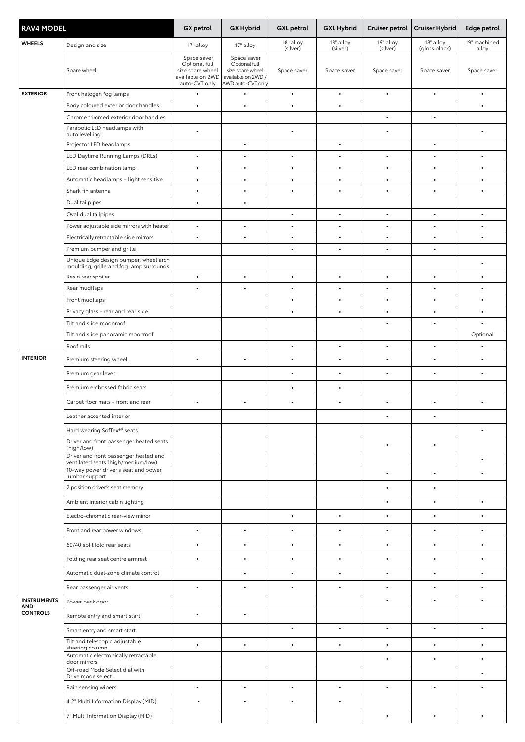| RAV4 MODEL | | GX petrol | GX Hybrid | GXL petrol | GXL Hybrid | Cruiser petrol | Cruiser Hybrid | Edge petrol |
|---|---|---|---|---|---|---|---|---|
| WHEELS | Design and size | 17" alloy | 17" alloy | 18" alloy (silver) | 18" alloy (silver) | 19" alloy (silver) | 18" alloy (gloss black) | 19" machined alloy |
| | Spare wheel | Space saver Optional full size spare wheel available on 2WD auto-CVT only | Space saver Optional full size spare wheel available on 2WD / AWD auto-CVT only | Space saver | Space saver | Space saver | Space saver | Space saver |
| EXTERIOR | Front halogen fog lamps | • | • | • | • | • | • | • |
| | Body coloured exterior door handles | • | • | • | • | | | • |
| | Chrome trimmed exterior door handles | | | | | • | • | |
| | Parabolic LED headlamps with auto levelling | • | | • | | • | | • |
| | Projector LED headlamps | | • | | • | | • | |
| | LED Daytime Running Lamps (DRLs) | • | • | • | • | • | • | • |
| | LED rear combination lamp | • | • | • | • | • | • | • |
| | Automatic headlamps – light sensitive | • | • | • | • | • | • | • |
| | Shark fin antenna | • | • | • | • | • | • | • |
| | Dual tailpipes | • | • | | | | | |
| | Oval dual tailpipes | | | • | • | • | • | • |
| | Power adjustable side mirrors with heater | • | • | • | • | • | • | • |
| | Electrically retractable side mirrors | • | • | • | • | • | • | • |
| | Premium bumper and grille | | | • | • | • | • | |
| | Unique Edge design bumper, wheel arch moulding, grille and fog lamp surrounds | | | | | | | • |
| | Resin rear spoiler | • | • | • | • | • | • | • |
| | Rear mudflaps | • | • | • | • | • | • | • |
| | Front mudflaps | | | • | • | • | • | • |
| | Privacy glass - rear and rear side | | | • | • | • | • | • |
| | Tilt and slide moonroof | | | | | • | • | • |
| | Tilt and slide panoramic moonroof | | | | | | | Optional |
| | Roof rails | | | • | • | • | • | • |
| INTERIOR | Premium steering wheel | • | • | • | • | • | • | • |
| | Premium gear lever | | | • | • | • | • | • |
| | Premium embossed fabric seats | | | • | • | | | |
| | Carpet floor mats - front and rear | • | • | • | • | • | • | • |
| | Leather accented interior | | | | | • | • | |
| | Hard wearing SofTex®4 seats | | | | | | | • |
| | Driver and front passenger heated seats (high/low) | | | | | • | • | |
| | Driver and front passenger heated and ventilated seats (high/medium/low) | | | | | | | • |
| | 10-way power driver's seat and power lumbar support | | | | | • | • | • |
| | 2 position driver's seat memory | | | | | • | • | |
| | Ambient interior cabin lighting | | | | | • | • | • |
| | Electro-chromatic rear-view mirror | | | • | • | • | • | • |
| | Front and rear power windows | • | • | • | • | • | • | • |
| | 60/40 split fold rear seats | • | • | • | • | • | • | • |
| | Folding rear seat centre armrest | • | • | • | • | • | • | • |
| | Automatic dual-zone climate control | | • | • | • | • | • | • |
| | Rear passenger air vents | • | • | • | • | • | • | • |
| INSTRUMENTS AND CONTROLS | Power back door | | | | | • | • | • |
| | Remote entry and smart start | • | • | | | | | |
| | Smart entry and smart start | | | • | • | • | • | • |
| | Tilt and telescopic adjustable steering column | • | • | • | • | • | • | • |
| | Automatic electronically retractable door mirrors | | | | | • | • | • |
| | Off-road Mode Select dial with Drive mode select | | | | | | | • |
| | Rain sensing wipers | • | • | • | • | • | • | • |
| | 4.2" Multi Information Display (MID) | • | • | • | • | | | |
| | 7" Multi Information Display (MID) | | | | | • | • | • |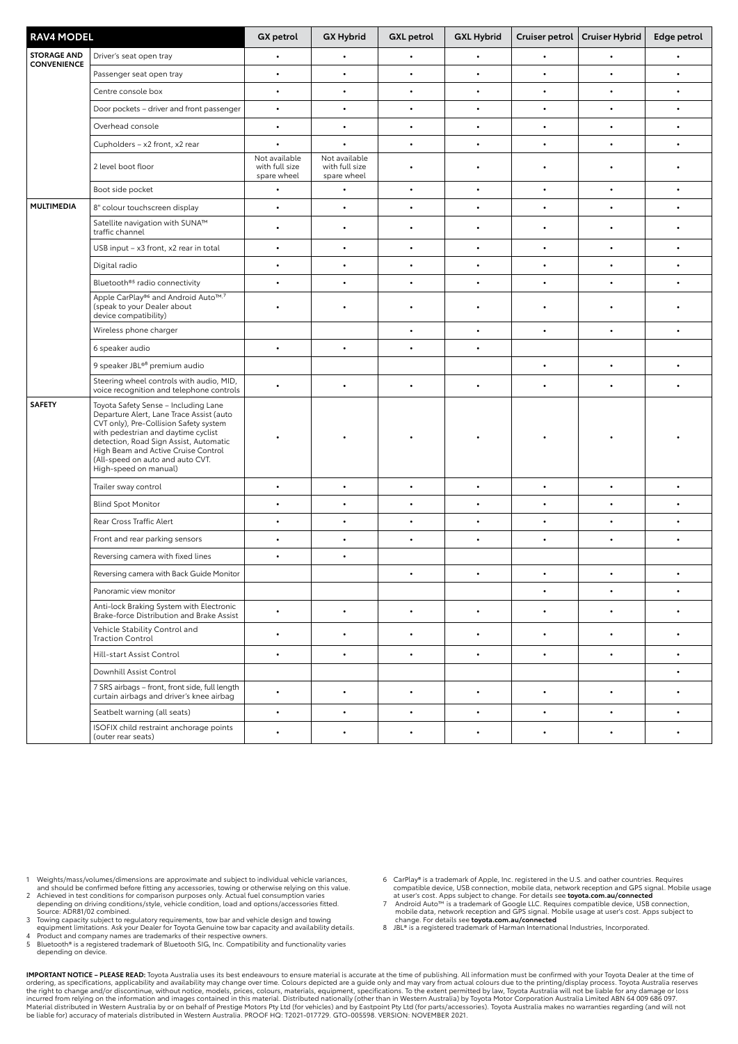| RAV4 MODEL | | GX petrol | GX Hybrid | GXL petrol | GXL Hybrid | Cruiser petrol | Cruiser Hybrid | Edge petrol |
|---|---|---|---|---|---|---|---|---|
| STORAGE AND CONVENIENCE | Driver's seat open tray | • | • | • | • | • | • | • |
| | Passenger seat open tray | • | • | • | • | • | • | • |
| | Centre console box | • | • | • | • | • | • | • |
| | Door pockets – driver and front passenger | • | • | • | • | • | • | • |
| | Overhead console | • | • | • | • | • | • | • |
| | Cupholders – x2 front, x2 rear | • | • | • | • | • | • | • |
| | 2 level boot floor | Not available with full size spare wheel | Not available with full size spare wheel | • | • | • | • | • |
| | Boot side pocket | • | • | • | • | • | • | • |
| MULTIMEDIA | 8" colour touchscreen display | • | • | • | • | • | • | • |
| | Satellite navigation with SUNA™ traffic channel | • | • | • | • | • | • | • |
| | USB input – x3 front, x2 rear in total | • | • | • | • | • | • | • |
| | Digital radio | • | • | • | • | • | • | • |
| | Bluetooth®[5] radio connectivity | • | • | • | • | • | • | • |
| | Apple CarPlay®[6] and Android Auto™[7] (speak to your Dealer about device compatibility) | • | • | • | • | • | • | • |
| | Wireless phone charger | | | • | • | • | • | • |
| | 6 speaker audio | • | • | • | • | | | |
| | 9 speaker JBL®[8] premium audio | | | | | • | • | • |
| | Steering wheel controls with audio, MID, voice recognition and telephone controls | • | • | • | • | • | • | • |
| SAFETY | Toyota Safety Sense – Including Lane Departure Alert, Lane Trace Assist (auto CVT only), Pre-Collision Safety system with pedestrian and daytime cyclist detection, Road Sign Assist, Automatic High Beam and Active Cruise Control (All-speed on auto and auto CVT. High-speed on manual) | • | • | • | • | • | • | • |
| | Trailer sway control | • | • | • | • | • | • | • |
| | Blind Spot Monitor | • | • | • | • | • | • | • |
| | Rear Cross Traffic Alert | • | • | • | • | • | • | • |
| | Front and rear parking sensors | • | • | • | • | • | • | • |
| | Reversing camera with fixed lines | • | • | | | | | |
| | Reversing camera with Back Guide Monitor | | | • | • | • | • | • |
| | Panoramic view monitor | | | | | • | • | • |
| | Anti-lock Braking System with Electronic Brake-force Distribution and Brake Assist | • | • | • | • | • | • | • |
| | Vehicle Stability Control and Traction Control | • | • | • | • | • | • | • |
| | Hill-start Assist Control | • | • | • | • | • | • | • |
| | Downhill Assist Control | | | | | | | • |
| | 7 SRS airbags – front, front side, full length curtain airbags and driver's knee airbag | • | • | • | • | • | • | • |
| | Seatbelt warning (all seats) | • | • | • | • | • | • | • |
| | ISOFIX child restraint anchorage points (outer rear seats) | • | • | • | • | • | • | • |

1 Weights/mass/volumes/dimensions are approximate and subject to individual vehicle variances, and should be confirmed before fitting any accessories, towing or otherwise relying on this value.
2 Achieved in test conditions for comparison purposes only. Actual fuel consumption varies depending on driving conditions/style, vehicle condition, load and options/accessories fitted. Source: ADR81/02 combined.
3 Towing capacity subject to regulatory requirements, tow bar and vehicle design and towing equipment limitations. Ask your Dealer for Toyota Genuine tow bar capacity and availability details.
4 Product and company names are trademarks of their respective owners.
5 Bluetooth® is a registered trademark of Bluetooth SIG, Inc. Compatibility and functionality varies depending on device.
6 CarPlay® is a trademark of Apple, Inc. registered in the U.S. and oather countries. Requires compatible device, USB connection, mobile data, network reception and GPS signal. Mobile usage at user's cost. Apps subject to change. For details see **toyota.com.au/connected**
7 Android Auto™ is a trademark of Google LLC. Requires compatible device, USB connection, mobile data, network reception and GPS signal. Mobile usage at user's cost. Apps subject to change. For details see **toyota.com.au/connected**
8 JBL® is a registered trademark of Harman International Industries, Incorporated.

**IMPORTANT NOTICE – PLEASE READ:** Toyota Australia uses its best endeavours to ensure material is accurate at the time of publishing. All information must be confirmed with your Toyota Dealer at the time of ordering, as specifications, applicability and availability may change over time. Colours depicted are a guide only and may vary from actual colours due to the printing/display process. Toyota Australia reserves the right to change and/or discontinue, without notice, models, prices, colours, materials, equipment, specifications. To the extent permitted by law, Toyota Australia will not be liable for any damage or loss incurred from relying on the information and images contained in this material. Distributed nationally (other than in Western Australia) by Toyota Motor Corporation Australia Limited ABN 64 009 686 097. Material distributed in Western Australia by or on behalf of Prestige Motors Pty Ltd (for vehicles) and by Eastpoint Pty Ltd (for parts/accessories). Toyota Australia makes no warranties regarding (and will not be liable for) accuracy of materials distributed in Western Australia. PROOF HQ: T2021-017729. GTO-005598. VERSION: NOVEMBER 2021.